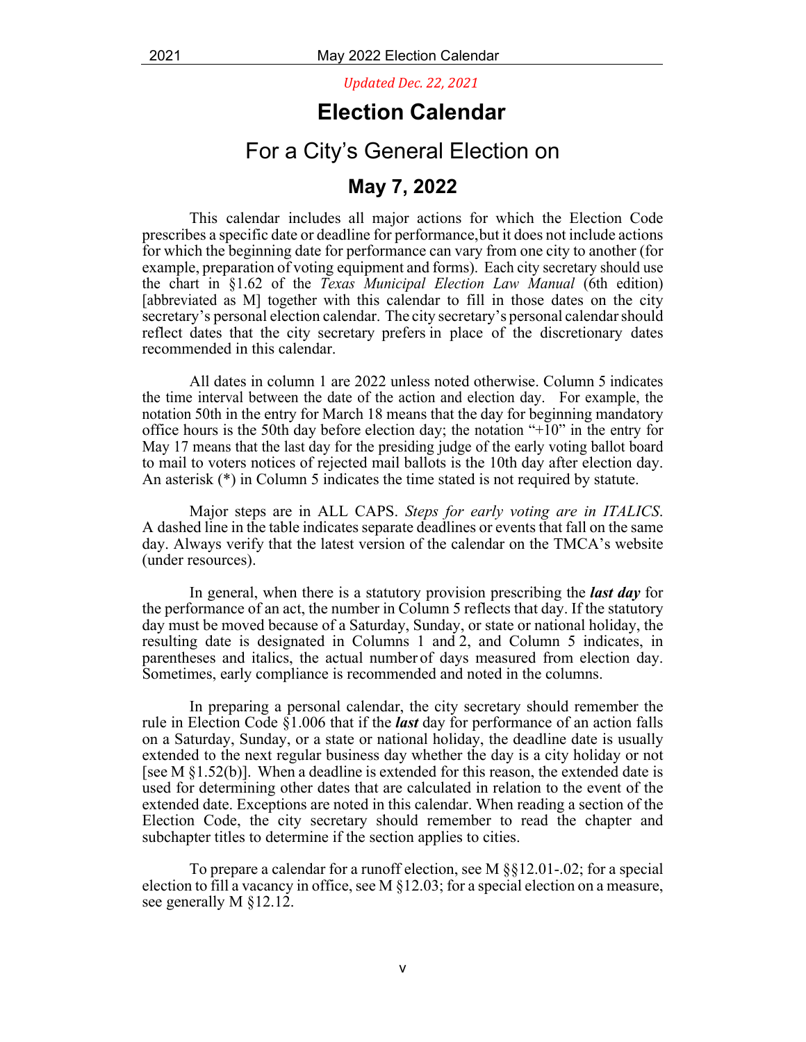*Updated Dec. 22, 2021*

# Election Calendar

## For a City's General Election on

## May 7, 2022

This calendar includes all major actions for which the Election Code prescribes a specific date or deadline for performance,but it does not include actions for which the beginning date for performance can vary from one city to another (for example, preparation of voting equipment and forms). Each city secretary should use the chart in §1.62 of the *Texas Municipal Election Law Manual* (6th edition) [abbreviated as M] together with this calendar to fill in those dates on the city secretary's personal election calendar. The city secretary's personal calendar should reflect dates that the city secretary prefers in place of the discretionary dates recommended in this calendar.

All dates in column 1 are 2022 unless noted otherwise. Column 5 indicates the time interval between the date of the action and election day. For example, the notation 50th in the entry for March 18 means that the day for beginning mandatory office hours is the 50th day before election day; the notation "+10" in the entry for May 17 means that the last day for the presiding judge of the early voting ballot board to mail to voters notices of rejected mail ballots is the 10th day after election day. An asterisk (*) in Column 5 indicates the time stated is not required by statute.

Major steps are in ALL CAPS. *Steps for early voting are in ITALICS*. A dashed line in the table indicates separate deadlines or events that fall on the same day. Always verify that the latest version of the calendar on the TMCA's website (under resources).

In general, when there is a statutory provision prescribing the ***last day*** for the performance of an act, the number in Column 5 reflects that day. If the statutory day must be moved because of a Saturday, Sunday, or state or national holiday, the resulting date is designated in Columns 1 and 2, and Column 5 indicates, in parentheses and italics, the actual number of days measured from election day. Sometimes, early compliance is recommended and noted in the columns.

In preparing a personal calendar, the city secretary should remember the rule in Election Code §1.006 that if the ***last*** day for performance of an action falls on a Saturday, Sunday, or a state or national holiday, the deadline date is usually extended to the next regular business day whether the day is a city holiday or not [see M §1.52(b)]. When a deadline is extended for this reason, the extended date is used for determining other dates that are calculated in relation to the event of the extended date. Exceptions are noted in this calendar. When reading a section of the Election Code, the city secretary should remember to read the chapter and subchapter titles to determine if the section applies to cities.

To prepare a calendar for a runoff election, see M §§12.01-.02; for a special election to fill a vacancy in office, see M §12.03; for a special election on a measure, see generally M §12.12.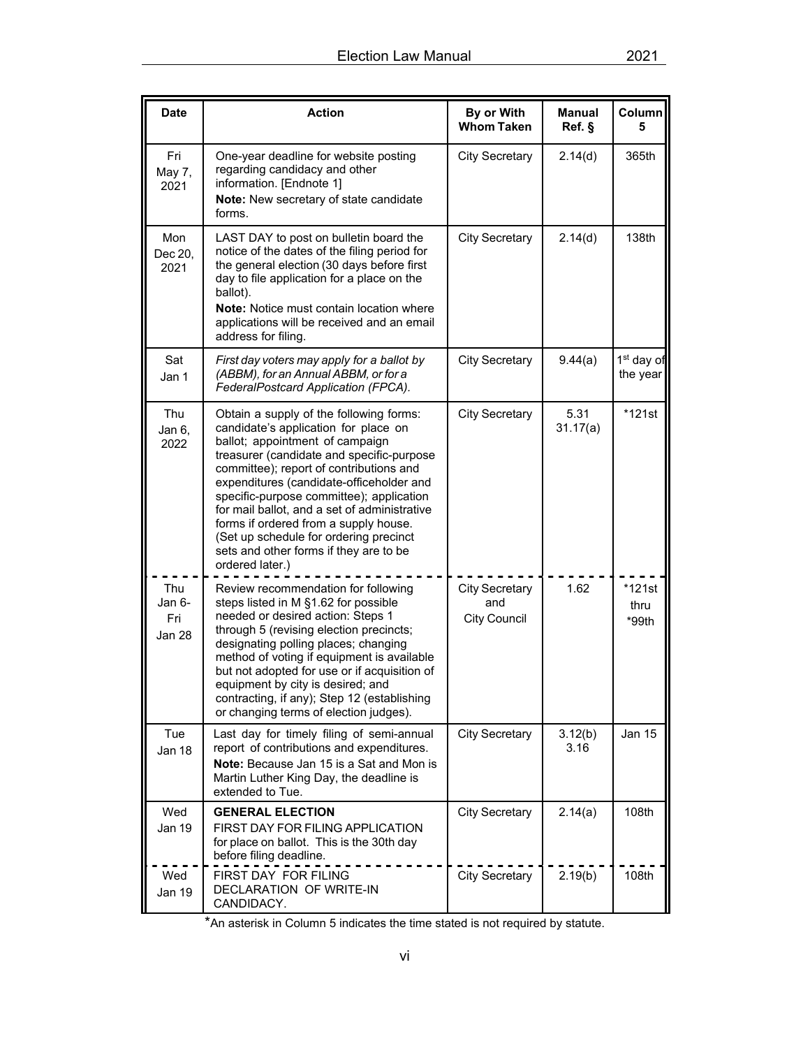| Date | Action | By or With Whom Taken | Manual Ref. § | Column 5 |
|---|---|---|---|---|
| Fri May 7, 2021 | One-year deadline for website posting regarding candidacy and other information. [Endnote 1] **Note:** New secretary of state candidate forms. | City Secretary | 2.14(d) | 365th |
| Mon Dec 20, 2021 | LAST DAY to post on bulletin board the notice of the dates of the filing period for the general election (30 days before first day to file application for a place on the ballot). **Note:** Notice must contain location where applications will be received and an email address for filing. | City Secretary | 2.14(d) | 138th |
| Sat Jan 1 | *First day voters may apply for a ballot by (ABBM), for an Annual ABBM, or for a FederalPostcard Application (FPCA).* | City Secretary | 9.44(a) | 1st day of the year |
| Thu Jan 6, 2022 | Obtain a supply of the following forms: candidate's application for place on ballot; appointment of campaign treasurer (candidate and specific-purpose committee); report of contributions and expenditures (candidate-officeholder and specific-purpose committee); application for mail ballot, and a set of administrative forms if ordered from a supply house. (Set up schedule for ordering precinct sets and other forms if they are to be ordered later.) | City Secretary | 5.31 31.17(a) | *121st |
| Thu Jan 6- Fri Jan 28 | Review recommendation for following steps listed in M §1.62 for possible needed or desired action: Steps 1 through 5 (revising election precincts; designating polling places; changing method of voting if equipment is available but not adopted for use or if acquisition of equipment by city is desired; and contracting, if any); Step 12 (establishing or changing terms of election judges). | City Secretary and City Council | 1.62 | *121st thru *99th |
| Tue Jan 18 | Last day for timely filing of semi-annual report of contributions and expenditures. **Note:** Because Jan 15 is a Sat and Mon is Martin Luther King Day, the deadline is extended to Tue. | City Secretary | 3.12(b) 3.16 | Jan 15 |
| Wed Jan 19 | **GENERAL ELECTION** FIRST DAY FOR FILING APPLICATION for place on ballot. This is the 30th day before filing deadline. | City Secretary | 2.14(a) | 108th |
| Wed Jan 19 | FIRST DAY FOR FILING DECLARATION OF WRITE-IN CANDIDACY. | City Secretary | 2.19(b) | 108th |

*An asterisk in Column 5 indicates the time stated is not required by statute.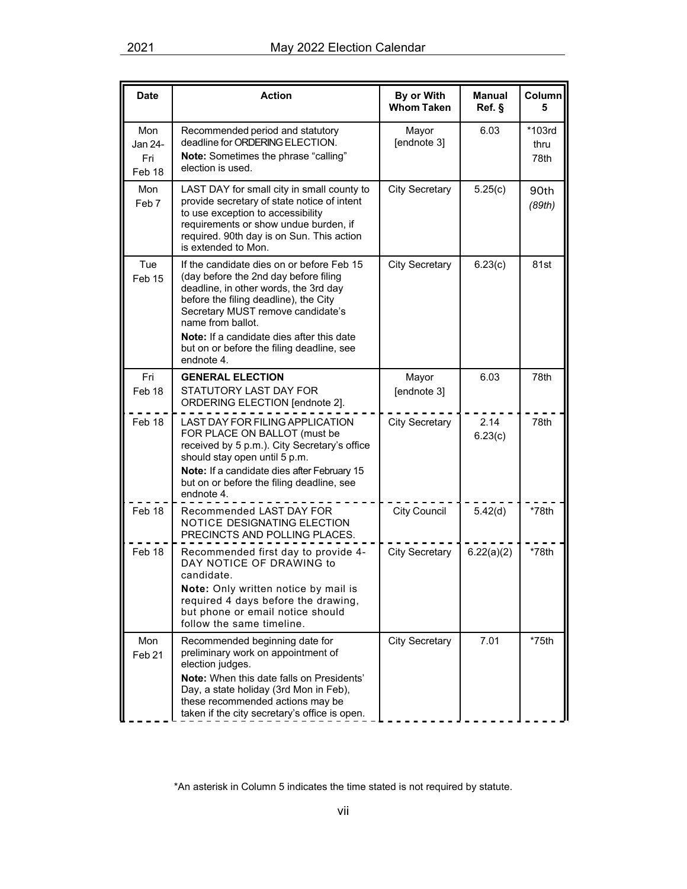| Date | Action | By or With Whom Taken | Manual Ref. § | Column 5 |
|---|---|---|---|---|
| Mon Jan 24-Fri Feb 18 | Recommended period and statutory deadline for ORDERING ELECTION.<br>**Note:** Sometimes the phrase "calling" election is used. | Mayor [endnote 3] | 6.03 | *103rd thru 78th |
| Mon Feb 7 | LAST DAY for small city in small county to provide secretary of state notice of intent to use exception to accessibility requirements or show undue burden, if required. 90th day is on Sun. This action is extended to Mon. | City Secretary | 5.25(c) | 90th *(89th)* |
| Tue Feb 15 | If the candidate dies on or before Feb 15 (day before the 2nd day before filing deadline, in other words, the 3rd day before the filing deadline), the City Secretary MUST remove candidate's name from ballot.<br>**Note:** If a candidate dies after this date but on or before the filing deadline, see endnote 4. | City Secretary | 6.23(c) | 81st |
| Fri Feb 18 | **GENERAL ELECTION**<br>STATUTORY LAST DAY FOR ORDERING ELECTION [endnote 2]. | Mayor [endnote 3] | 6.03 | 78th |
| Feb 18 | LAST DAY FOR FILING APPLICATION FOR PLACE ON BALLOT (must be received by 5 p.m.). City Secretary's office should stay open until 5 p.m.<br>**Note:** If a candidate dies after February 15 but on or before the filing deadline, see endnote 4. | City Secretary | 2.14<br>6.23(c) | 78th |
| Feb 18 | Recommended LAST DAY FOR NOTICE DESIGNATING ELECTION PRECINCTS AND POLLING PLACES. | City Council | 5.42(d) | *78th |
| Feb 18 | Recommended first day to provide 4-DAY NOTICE OF DRAWING to candidate.<br>**Note:** Only written notice by mail is required 4 days before the drawing, but phone or email notice should follow the same timeline. | City Secretary | 6.22(a)(2) | *78th |
| Mon Feb 21 | Recommended beginning date for preliminary work on appointment of election judges.<br>**Note:** When this date falls on Presidents' Day, a state holiday (3rd Mon in Feb), these recommended actions may be taken if the city secretary's office is open. | City Secretary | 7.01 | *75th |

*An asterisk in Column 5 indicates the time stated is not required by statute.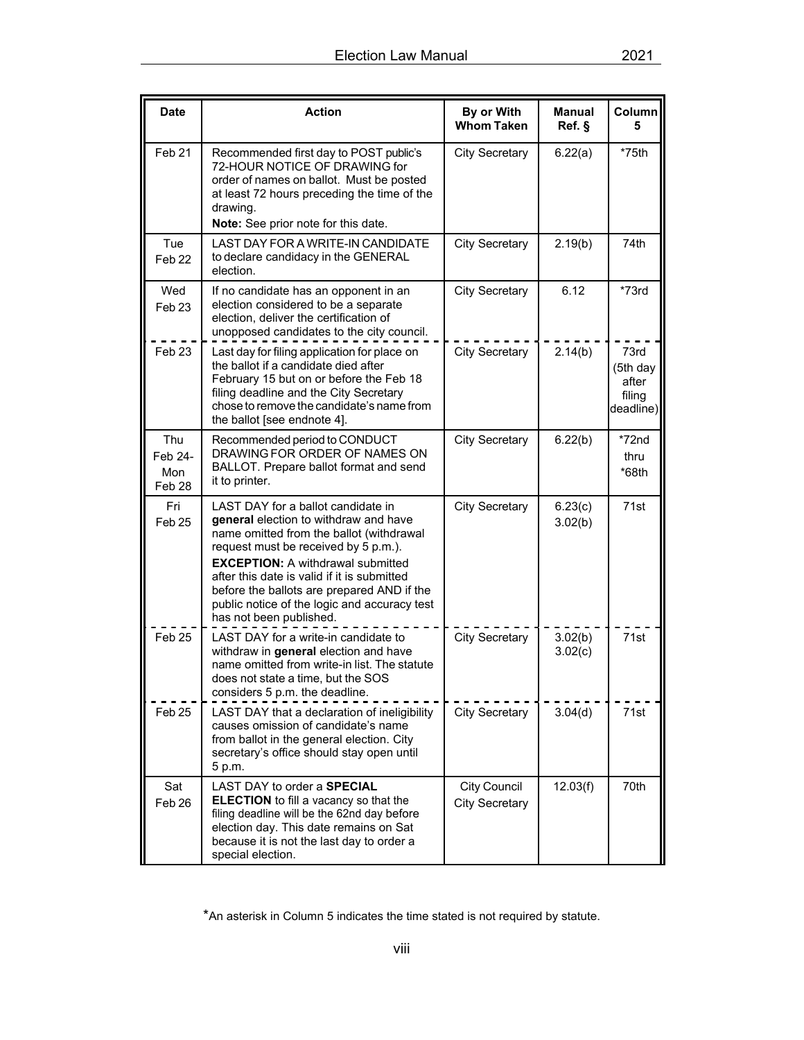| Date | Action | By or With Whom Taken | Manual Ref. § | Column 5 |
|---|---|---|---|---|
| Feb 21 | Recommended first day to POST public's 72-HOUR NOTICE OF DRAWING for order of names on ballot. Must be posted at least 72 hours preceding the time of the drawing.<br>**Note:** See prior note for this date. | City Secretary | 6.22(a) | *75th |
| Tue Feb 22 | LAST DAY FOR A WRITE-IN CANDIDATE to declare candidacy in the GENERAL election. | City Secretary | 2.19(b) | 74th |
| Wed Feb 23 | If no candidate has an opponent in an election considered to be a separate election, deliver the certification of unopposed candidates to the city council. | City Secretary | 6.12 | *73rd |
| Feb 23 | Last day for filing application for place on the ballot if a candidate died after February 15 but on or before the Feb 18 filing deadline and the City Secretary chose to remove the candidate's name from the ballot [see endnote 4]. | City Secretary | 2.14(b) | 73rd (5th day after filing deadline) |
| Thu Feb 24-Mon Feb 28 | Recommended period to CONDUCT DRAWING FOR ORDER OF NAMES ON BALLOT. Prepare ballot format and send it to printer. | City Secretary | 6.22(b) | *72nd thru *68th |
| Fri Feb 25 | LAST DAY for a ballot candidate in **general** election to withdraw and have name omitted from the ballot (withdrawal request must be received by 5 p.m.).<br>**EXCEPTION:** A withdrawal submitted after this date is valid if it is submitted before the ballots are prepared AND if the public notice of the logic and accuracy test has not been published. | City Secretary | 6.23(c)<br>3.02(b) | 71st |
| Feb 25 | LAST DAY for a write-in candidate to withdraw in **general** election and have name omitted from write-in list. The statute does not state a time, but the SOS considers 5 p.m. the deadline. | City Secretary | 3.02(b)<br>3.02(c) | 71st |
| Feb 25 | LAST DAY that a declaration of ineligibility causes omission of candidate's name from ballot in the general election. City secretary's office should stay open until 5 p.m. | City Secretary | 3.04(d) | 71st |
| Sat Feb 26 | LAST DAY to order a **SPECIAL ELECTION** to fill a vacancy so that the filing deadline will be the 62nd day before election day. This date remains on Sat because it is not the last day to order a special election. | City Council<br>City Secretary | 12.03(f) | 70th |

*An asterisk in Column 5 indicates the time stated is not required by statute.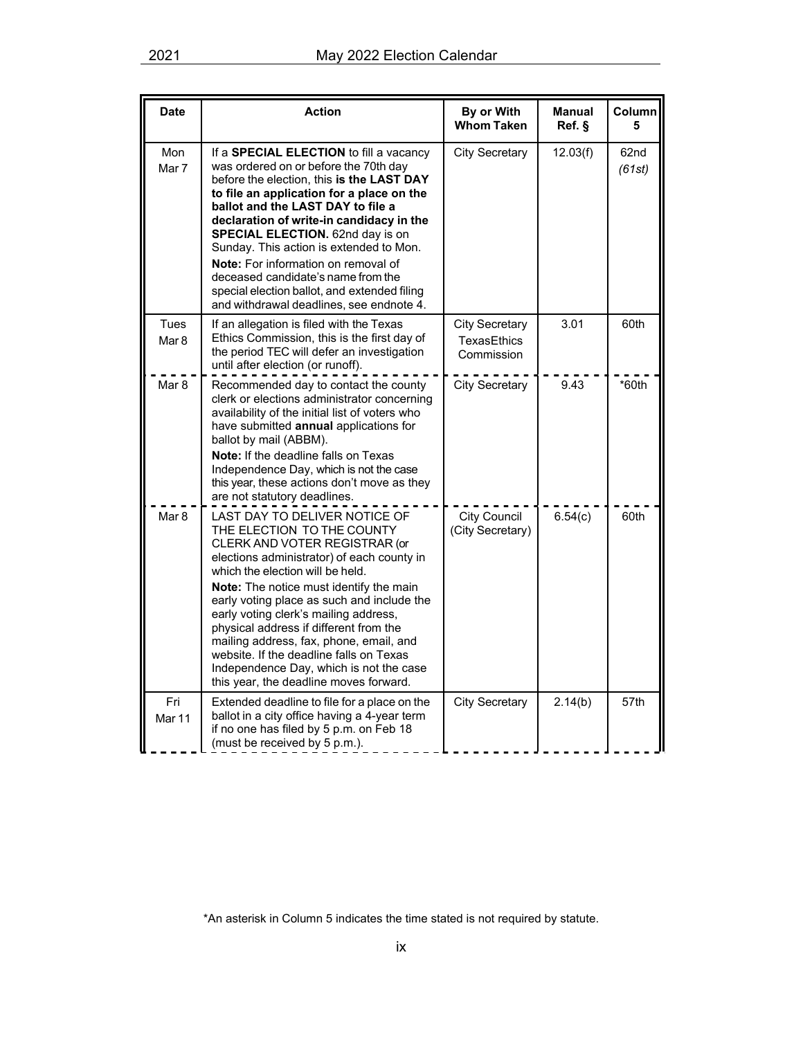| Date | Action | By or With Whom Taken | Manual Ref. § | Column 5 |
|---|---|---|---|---|
| Mon Mar 7 | If a **SPECIAL ELECTION** to fill a vacancy was ordered on or before the 70th day before the election, this **is the LAST DAY to file an application for a place on the ballot and the LAST DAY to file a declaration of write-in candidacy in the SPECIAL ELECTION.** 62nd day is on Sunday. This action is extended to Mon. **Note:** For information on removal of deceased candidate's name from the special election ballot, and extended filing and withdrawal deadlines, see endnote 4. | City Secretary | 12.03(f) | 62nd *(61st)* |
| Tues Mar 8 | If an allegation is filed with the Texas Ethics Commission, this is the first day of the period TEC will defer an investigation until after election (or runoff). | City Secretary TexasEthics Commission | 3.01 | 60th |
| Mar 8 | Recommended day to contact the county clerk or elections administrator concerning availability of the initial list of voters who have submitted **annual** applications for ballot by mail (ABBM). **Note:** If the deadline falls on Texas Independence Day, which is not the case this year, these actions don't move as they are not statutory deadlines. | City Secretary | 9.43 | *60th |
| Mar 8 | LAST DAY TO DELIVER NOTICE OF THE ELECTION TO THE COUNTY CLERK AND VOTER REGISTRAR (or elections administrator) of each county in which the election will be held. **Note:** The notice must identify the main early voting place as such and include the early voting clerk's mailing address, physical address if different from the mailing address, fax, phone, email, and website. If the deadline falls on Texas Independence Day, which is not the case this year, the deadline moves forward. | City Council (City Secretary) | 6.54(c) | 60th |
| Fri Mar 11 | Extended deadline to file for a place on the ballot in a city office having a 4-year term if no one has filed by 5 p.m. on Feb 18 (must be received by 5 p.m.). | City Secretary | 2.14(b) | 57th |

*An asterisk in Column 5 indicates the time stated is not required by statute.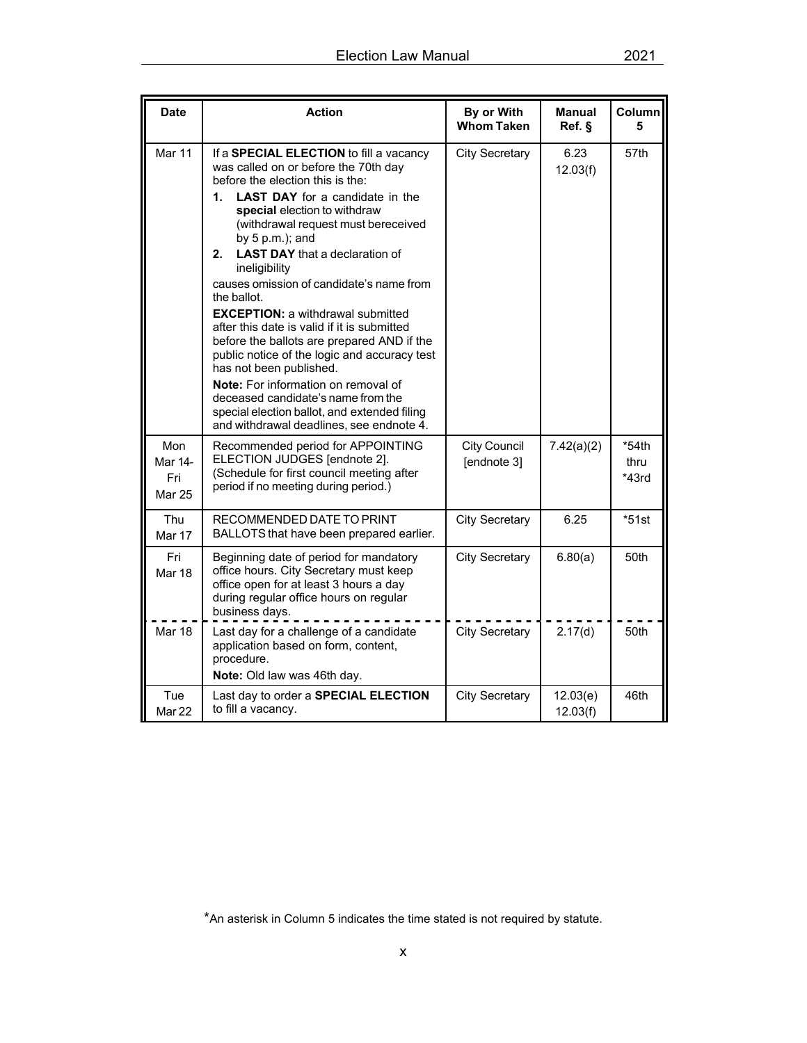| Date | Action | By or With Whom Taken | Manual Ref. § | Column 5 |
|---|---|---|---|---|
| Mar 11 | If a **SPECIAL ELECTION** to fill a vacancy was called on or before the 70th day before the election this is the:<br>**1. LAST DAY** for a candidate in the **special** election to withdraw (withdrawal request must bereceived by 5 p.m.); and<br>**2. LAST DAY** that a declaration of ineligibility<br>causes omission of candidate's name from the ballot.<br>**EXCEPTION:** a withdrawal submitted after this date is valid if it is submitted before the ballots are prepared AND if the public notice of the logic and accuracy test has not been published.<br>**Note:** For information on removal of deceased candidate's name from the special election ballot, and extended filing and withdrawal deadlines, see endnote 4. | City Secretary | 6.23<br>12.03(f) | 57th |
| Mon Mar 14-Fri Mar 25 | Recommended period for APPOINTING ELECTION JUDGES [endnote 2]. (Schedule for first council meeting after period if no meeting during period.) | City Council [endnote 3] | 7.42(a)(2) | *54th thru *43rd |
| Thu Mar 17 | RECOMMENDED DATE TO PRINT BALLOTS that have been prepared earlier. | City Secretary | 6.25 | *51st |
| Fri Mar 18 | Beginning date of period for mandatory office hours. City Secretary must keep office open for at least 3 hours a day during regular office hours on regular business days. | City Secretary | 6.80(a) | 50th |
| Mar 18 | Last day for a challenge of a candidate application based on form, content, procedure.<br>**Note:** Old law was 46th day. | City Secretary | 2.17(d) | 50th |
| Tue Mar 22 | Last day to order a **SPECIAL ELECTION** to fill a vacancy. | City Secretary | 12.03(e)<br>12.03(f) | 46th |

*An asterisk in Column 5 indicates the time stated is not required by statute.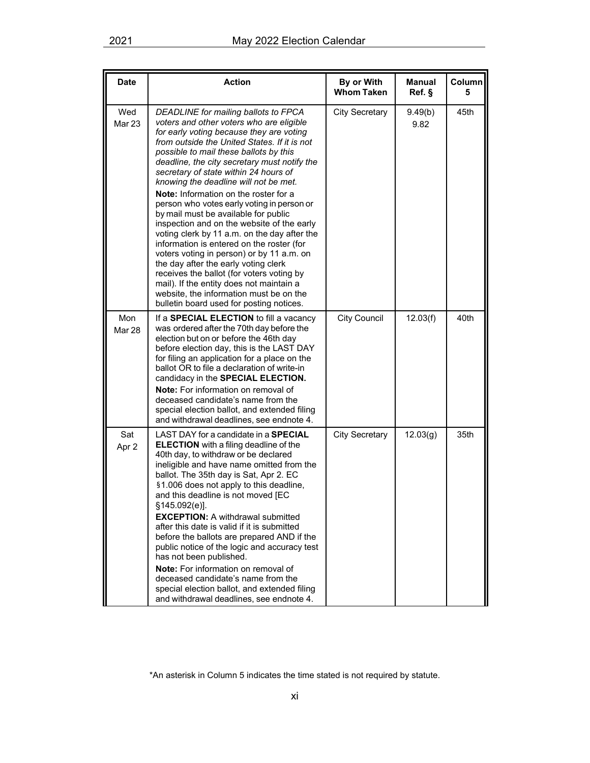| Date | Action | By or With Whom Taken | Manual Ref. § | Column 5 |
|---|---|---|---|---|
| Wed Mar 23 | *DEADLINE for mailing ballots to FPCA voters and other voters who are eligible for early voting because they are voting from outside the United States. If it is not possible to mail these ballots by this deadline, the city secretary must notify the secretary of state within 24 hours of knowing the deadline will not be met.* **Note:** Information on the roster for a person who votes early voting in person or by mail must be available for public inspection and on the website of the early voting clerk by 11 a.m. on the day after the information is entered on the roster (for voters voting in person) or by 11 a.m. on the day after the early voting clerk receives the ballot (for voters voting by mail). If the entity does not maintain a website, the information must be on the bulletin board used for posting notices. | City Secretary | 9.49(b) 9.82 | 45th |
| Mon Mar 28 | If a **SPECIAL ELECTION** to fill a vacancy was ordered after the 70th day before the election but on or before the 46th day before election day, this is the LAST DAY for filing an application for a place on the ballot OR to file a declaration of write-in candidacy in the **SPECIAL ELECTION.** **Note:** For information on removal of deceased candidate's name from the special election ballot, and extended filing and withdrawal deadlines, see endnote 4. | City Council | 12.03(f) | 40th |
| Sat Apr 2 | LAST DAY for a candidate in a **SPECIAL ELECTION** with a filing deadline of the 40th day, to withdraw or be declared ineligible and have name omitted from the ballot. The 35th day is Sat, Apr 2. EC §1.006 does not apply to this deadline, and this deadline is not moved [EC §145.092(e)]. **EXCEPTION:** A withdrawal submitted after this date is valid if it is submitted before the ballots are prepared AND if the public notice of the logic and accuracy test has not been published. **Note:** For information on removal of deceased candidate's name from the special election ballot, and extended filing and withdrawal deadlines, see endnote 4. | City Secretary | 12.03(g) | 35th |

*An asterisk in Column 5 indicates the time stated is not required by statute.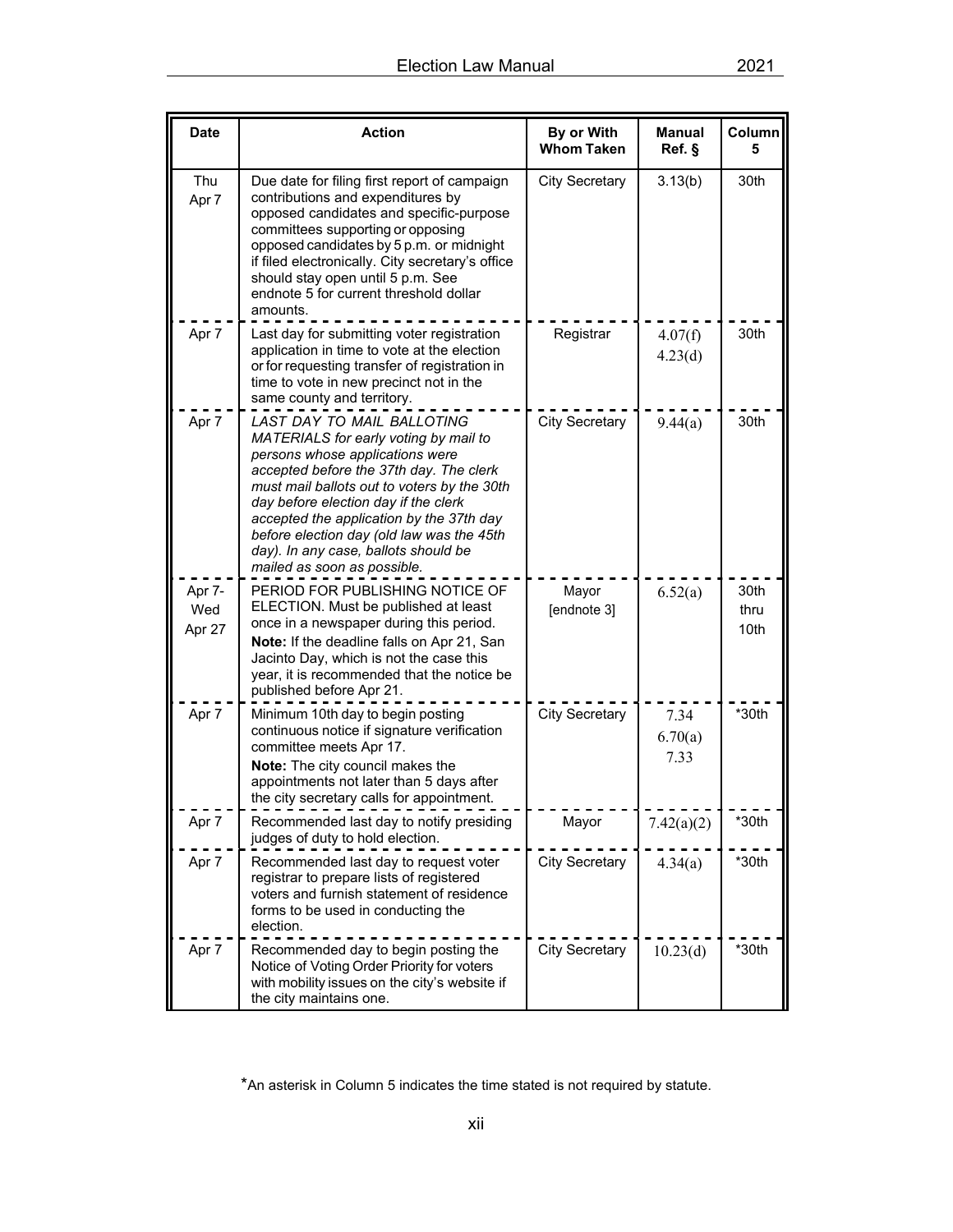| Date | Action | By or With Whom Taken | Manual Ref. § | Column 5 |
|---|---|---|---|---|
| Thu Apr 7 | Due date for filing first report of campaign contributions and expenditures by opposed candidates and specific-purpose committees supporting or opposing opposed candidates by 5 p.m. or midnight if filed electronically. City secretary's office should stay open until 5 p.m. See endnote 5 for current threshold dollar amounts. | City Secretary | 3.13(b) | 30th |
| Apr 7 | Last day for submitting voter registration application in time to vote at the election or for requesting transfer of registration in time to vote in new precinct not in the same county and territory. | Registrar | 4.07(f) 4.23(d) | 30th |
| Apr 7 | *LAST DAY TO MAIL BALLOTING MATERIALS for early voting by mail to persons whose applications were accepted before the 37th day. The clerk must mail ballots out to voters by the 30th day before election day if the clerk accepted the application by the 37th day before election day (old law was the 45th day). In any case, ballots should be mailed as soon as possible.* | City Secretary | 9.44(a) | 30th |
| Apr 7-Wed Apr 27 | PERIOD FOR PUBLISHING NOTICE OF ELECTION. Must be published at least once in a newspaper during this period. **Note:** If the deadline falls on Apr 21, San Jacinto Day, which is not the case this year, it is recommended that the notice be published before Apr 21. | Mayor [endnote 3] | 6.52(a) | 30th thru 10th |
| Apr 7 | Minimum 10th day to begin posting continuous notice if signature verification committee meets Apr 17. **Note:** The city council makes the appointments not later than 5 days after the city secretary calls for appointment. | City Secretary | 7.34 6.70(a) 7.33 | *30th |
| Apr 7 | Recommended last day to notify presiding judges of duty to hold election. | Mayor | 7.42(a)(2) | *30th |
| Apr 7 | Recommended last day to request voter registrar to prepare lists of registered voters and furnish statement of residence forms to be used in conducting the election. | City Secretary | 4.34(a) | *30th |
| Apr 7 | Recommended day to begin posting the Notice of Voting Order Priority for voters with mobility issues on the city's website if the city maintains one. | City Secretary | 10.23(d) | *30th |

*An asterisk in Column 5 indicates the time stated is not required by statute.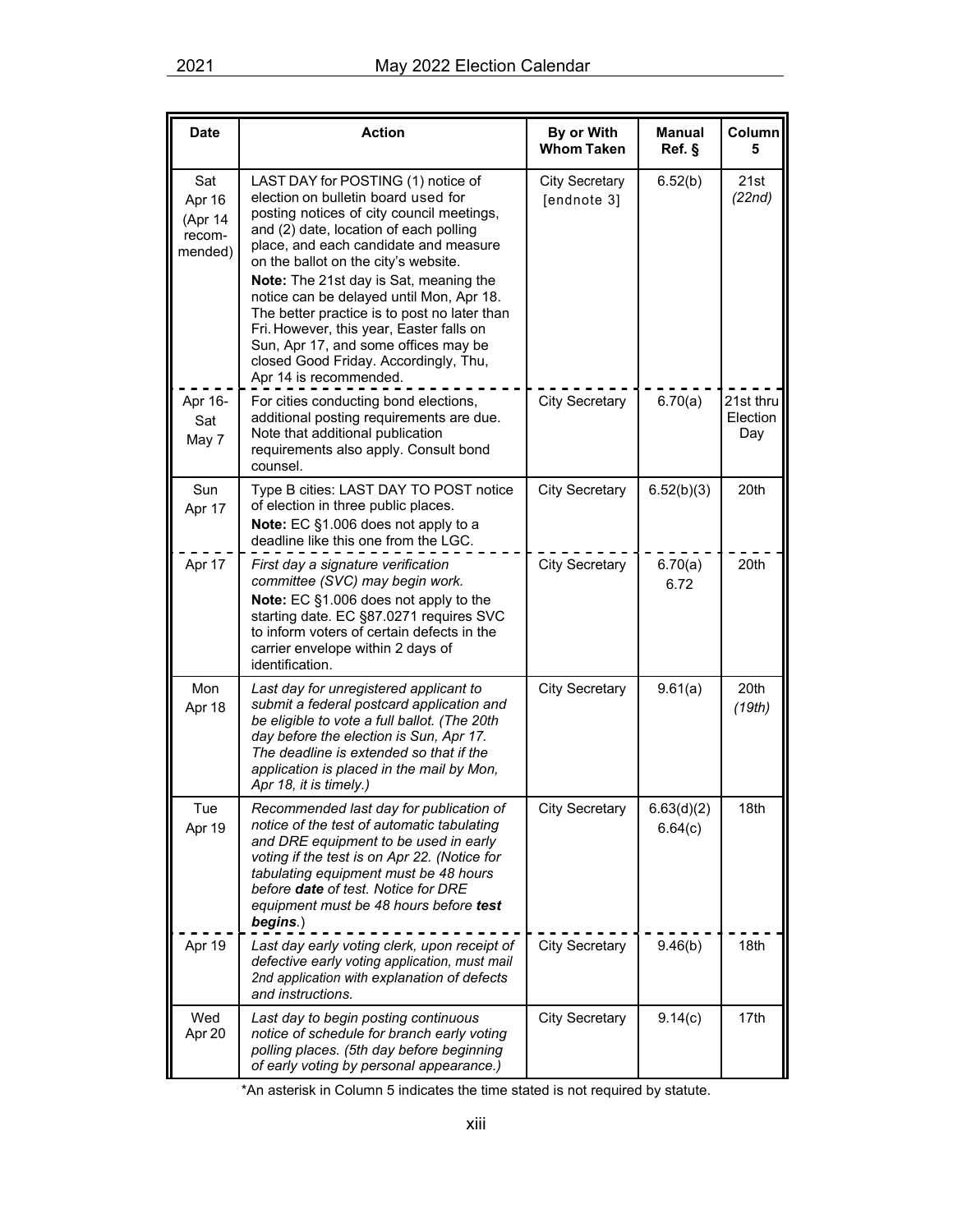| Date | Action | By or With Whom Taken | Manual Ref. § | Column 5 |
|---|---|---|---|---|
| Sat Apr 16 (Apr 14 recom-mended) | LAST DAY for POSTING (1) notice of election on bulletin board used for posting notices of city council meetings, and (2) date, location of each polling place, and each candidate and measure on the ballot on the city's website.<br>**Note:** The 21st day is Sat, meaning the notice can be delayed until Mon, Apr 18. The better practice is to post no later than Fri. However, this year, Easter falls on Sun, Apr 17, and some offices may be closed Good Friday. Accordingly, Thu, Apr 14 is recommended. | City Secretary [endnote 3] | 6.52(b) | 21st *(22nd)* |
| Apr 16-Sat May 7 | For cities conducting bond elections, additional posting requirements are due. Note that additional publication requirements also apply. Consult bond counsel. | City Secretary | 6.70(a) | 21st thru Election Day |
| Sun Apr 17 | Type B cities: LAST DAY TO POST notice of election in three public places.<br>**Note:** EC §1.006 does not apply to a deadline like this one from the LGC. | City Secretary | 6.52(b)(3) | 20th |
| Apr 17 | *First day a signature verification committee (SVC) may begin work.*<br>**Note:** EC §1.006 does not apply to the starting date. EC §87.0271 requires SVC to inform voters of certain defects in the carrier envelope within 2 days of identification. | City Secretary | 6.70(a)<br>6.72 | 20th |
| Mon Apr 18 | *Last day for unregistered applicant to submit a federal postcard application and be eligible to vote a full ballot. (The 20th day before the election is Sun, Apr 17. The deadline is extended so that if the application is placed in the mail by Mon, Apr 18, it is timely.)* | City Secretary | 9.61(a) | 20th *(19th)* |
| Tue Apr 19 | *Recommended last day for publication of notice of the test of automatic tabulating and DRE equipment to be used in early voting if the test is on Apr 22. (Notice for tabulating equipment must be 48 hours before **date** of test. Notice for DRE equipment must be 48 hours before **test begins**.)* | City Secretary | 6.63(d)(2)<br>6.64(c) | 18th |
| Apr 19 | *Last day early voting clerk, upon receipt of defective early voting application, must mail 2nd application with explanation of defects and instructions.* | City Secretary | 9.46(b) | 18th |
| Wed Apr 20 | *Last day to begin posting continuous notice of schedule for branch early voting polling places. (5th day before beginning of early voting by personal appearance.)* | City Secretary | 9.14(c) | 17th |

*An asterisk in Column 5 indicates the time stated is not required by statute.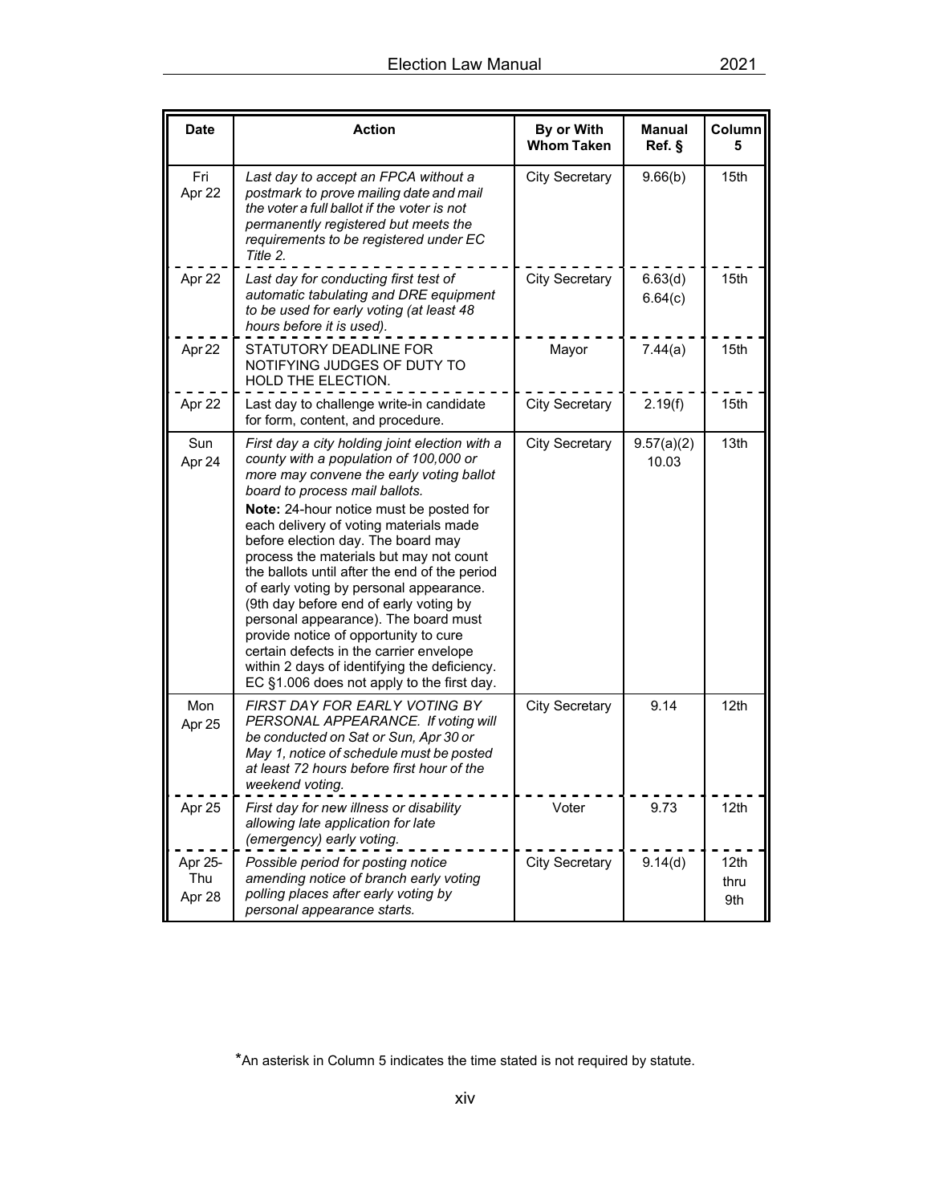| Date | Action | By or With Whom Taken | Manual Ref. § | Column 5 |
|---|---|---|---|---|
| Fri Apr 22 | *Last day to accept an FPCA without a postmark to prove mailing date and mail the voter a full ballot if the voter is not permanently registered but meets the requirements to be registered under EC Title 2.* | City Secretary | 9.66(b) | 15th |
| Apr 22 | *Last day for conducting first test of automatic tabulating and DRE equipment to be used for early voting (at least 48 hours before it is used).* | City Secretary | 6.63(d) 6.64(c) | 15th |
| Apr 22 | STATUTORY DEADLINE FOR NOTIFYING JUDGES OF DUTY TO HOLD THE ELECTION. | Mayor | 7.44(a) | 15th |
| Apr 22 | Last day to challenge write-in candidate for form, content, and procedure. | City Secretary | 2.19(f) | 15th |
| Sun Apr 24 | *First day a city holding joint election with a county with a population of 100,000 or more may convene the early voting ballot board to process mail ballots.* **Note:** 24-hour notice must be posted for each delivery of voting materials made before election day. The board may process the materials but may not count the ballots until after the end of the period of early voting by personal appearance. (9th day before end of early voting by personal appearance). The board must provide notice of opportunity to cure certain defects in the carrier envelope within 2 days of identifying the deficiency. EC §1.006 does not apply to the first day. | City Secretary | 9.57(a)(2) 10.03 | 13th |
| Mon Apr 25 | *FIRST DAY FOR EARLY VOTING BY PERSONAL APPEARANCE. If voting will be conducted on Sat or Sun, Apr 30 or May 1, notice of schedule must be posted at least 72 hours before first hour of the weekend voting.* | City Secretary | 9.14 | 12th |
| Apr 25 | *First day for new illness or disability allowing late application for late (emergency) early voting.* | Voter | 9.73 | 12th |
| Apr 25-Thu Apr 28 | *Possible period for posting notice amending notice of branch early voting polling places after early voting by personal appearance starts.* | City Secretary | 9.14(d) | 12th thru 9th |

*An asterisk in Column 5 indicates the time stated is not required by statute.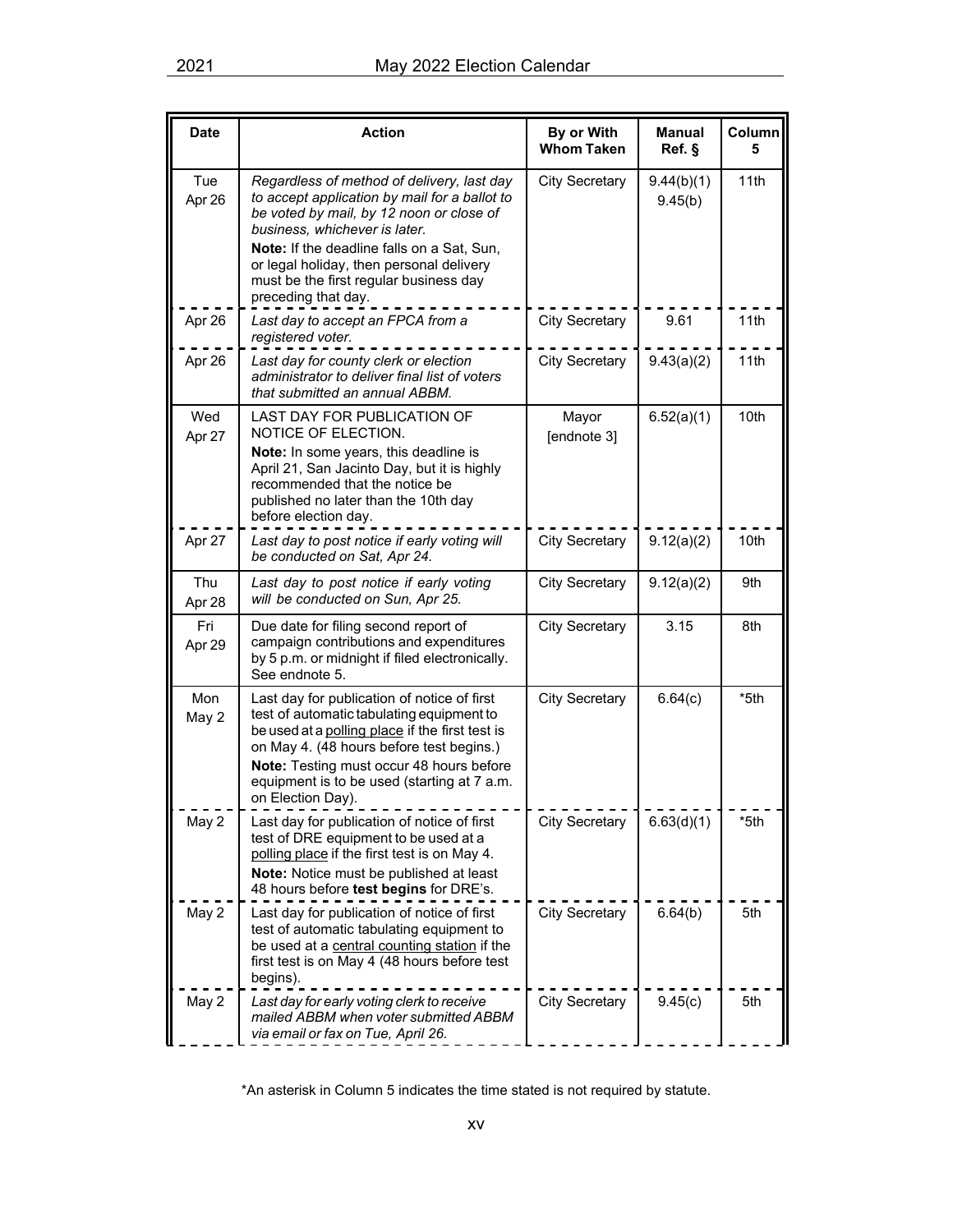| Date | Action | By or With Whom Taken | Manual Ref. § | Column 5 |
|---|---|---|---|---|
| Tue Apr 26 | *Regardless of method of delivery, last day to accept application by mail for a ballot to be voted by mail, by 12 noon or close of business, whichever is later.* **Note:** If the deadline falls on a Sat, Sun, or legal holiday, then personal delivery must be the first regular business day preceding that day. | City Secretary | 9.44(b)(1) 9.45(b) | 11th |
| Apr 26 | *Last day to accept an FPCA from a registered voter.* | City Secretary | 9.61 | 11th |
| Apr 26 | *Last day for county clerk or election administrator to deliver final list of voters that submitted an annual ABBM.* | City Secretary | 9.43(a)(2) | 11th |
| Wed Apr 27 | LAST DAY FOR PUBLICATION OF NOTICE OF ELECTION. **Note:** In some years, this deadline is April 21, San Jacinto Day, but it is highly recommended that the notice be published no later than the 10th day before election day. | Mayor [endnote 3] | 6.52(a)(1) | 10th |
| Apr 27 | *Last day to post notice if early voting will be conducted on Sat, Apr 24.* | City Secretary | 9.12(a)(2) | 10th |
| Thu Apr 28 | *Last day to post notice if early voting will be conducted on Sun, Apr 25.* | City Secretary | 9.12(a)(2) | 9th |
| Fri Apr 29 | Due date for filing second report of campaign contributions and expenditures by 5 p.m. or midnight if filed electronically. See endnote 5. | City Secretary | 3.15 | 8th |
| Mon May 2 | Last day for publication of notice of first test of automatic tabulating equipment to be used at a polling place if the first test is on May 4. (48 hours before test begins.) **Note:** Testing must occur 48 hours before equipment is to be used (starting at 7 a.m. on Election Day). | City Secretary | 6.64(c) | *5th |
| May 2 | Last day for publication of notice of first test of DRE equipment to be used at a polling place if the first test is on May 4. **Note:** Notice must be published at least 48 hours before **test begins** for DRE's. | City Secretary | 6.63(d)(1) | *5th |
| May 2 | Last day for publication of notice of first test of automatic tabulating equipment to be used at a central counting station if the first test is on May 4 (48 hours before test begins). | City Secretary | 6.64(b) | 5th |
| May 2 | *Last day for early voting clerk to receive mailed ABBM when voter submitted ABBM via email or fax on Tue, April 26.* | City Secretary | 9.45(c) | 5th |

*An asterisk in Column 5 indicates the time stated is not required by statute.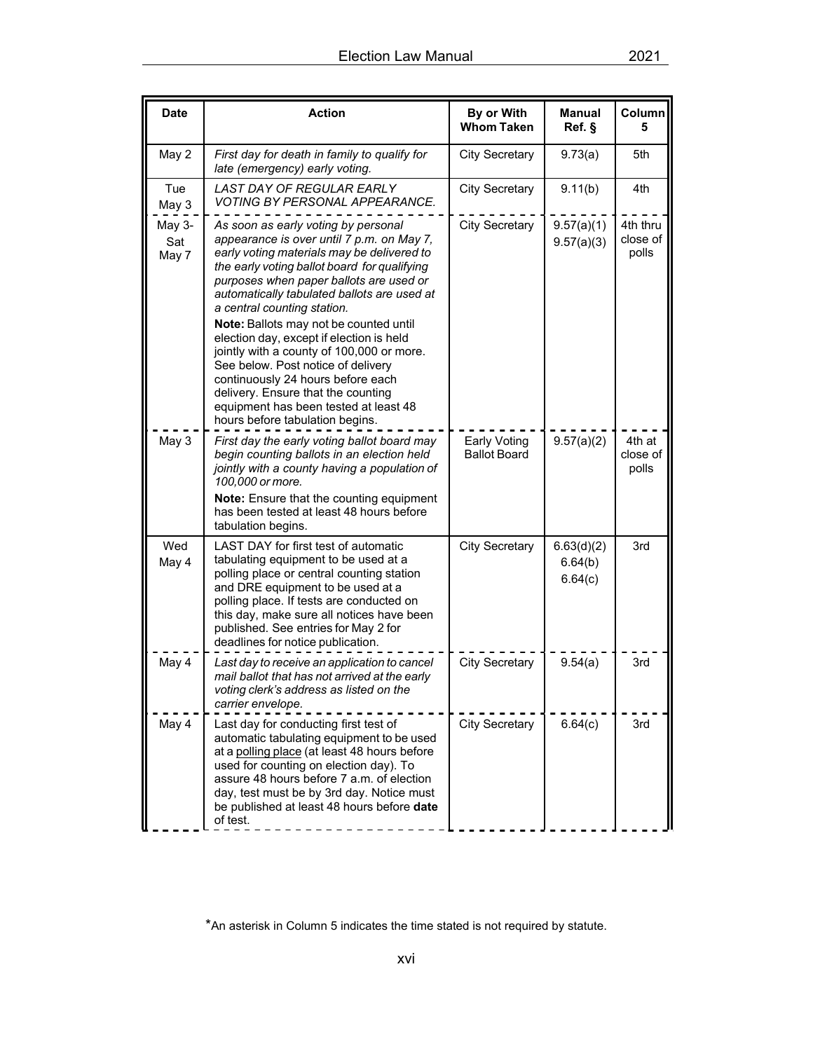| Date | Action | By or With Whom Taken | Manual Ref. § | Column 5 |
|---|---|---|---|---|
| May 2 | *First day for death in family to qualify for late (emergency) early voting.* | City Secretary | 9.73(a) | 5th |
| Tue May 3 | *LAST DAY OF REGULAR EARLY VOTING BY PERSONAL APPEARANCE.* | City Secretary | 9.11(b) | 4th |
| May 3- Sat May 7 | *As soon as early voting by personal appearance is over until 7 p.m. on May 7, early voting materials may be delivered to the early voting ballot board for qualifying purposes when paper ballots are used or automatically tabulated ballots are used at a central counting station.* **Note:** Ballots may not be counted until election day, except if election is held jointly with a county of 100,000 or more. See below. Post notice of delivery continuously 24 hours before each delivery. Ensure that the counting equipment has been tested at least 48 hours before tabulation begins. | City Secretary | 9.57(a)(1) 9.57(a)(3) | 4th thru close of polls |
| May 3 | *First day the early voting ballot board may begin counting ballots in an election held jointly with a county having a population of 100,000 or more.* **Note:** Ensure that the counting equipment has been tested at least 48 hours before tabulation begins. | Early Voting Ballot Board | 9.57(a)(2) | 4th at close of polls |
| Wed May 4 | LAST DAY for first test of automatic tabulating equipment to be used at a polling place or central counting station and DRE equipment to be used at a polling place. If tests are conducted on this day, make sure all notices have been published. See entries for May 2 for deadlines for notice publication. | City Secretary | 6.63(d)(2) 6.64(b) 6.64(c) | 3rd |
| May 4 | *Last day to receive an application to cancel mail ballot that has not arrived at the early voting clerk's address as listed on the carrier envelope.* | City Secretary | 9.54(a) | 3rd |
| May 4 | Last day for conducting first test of automatic tabulating equipment to be used at a polling place (at least 48 hours before used for counting on election day). To assure 48 hours before 7 a.m. of election day, test must be by 3rd day. Notice must be published at least 48 hours before **date** of test. | City Secretary | 6.64(c) | 3rd |

*An asterisk in Column 5 indicates the time stated is not required by statute.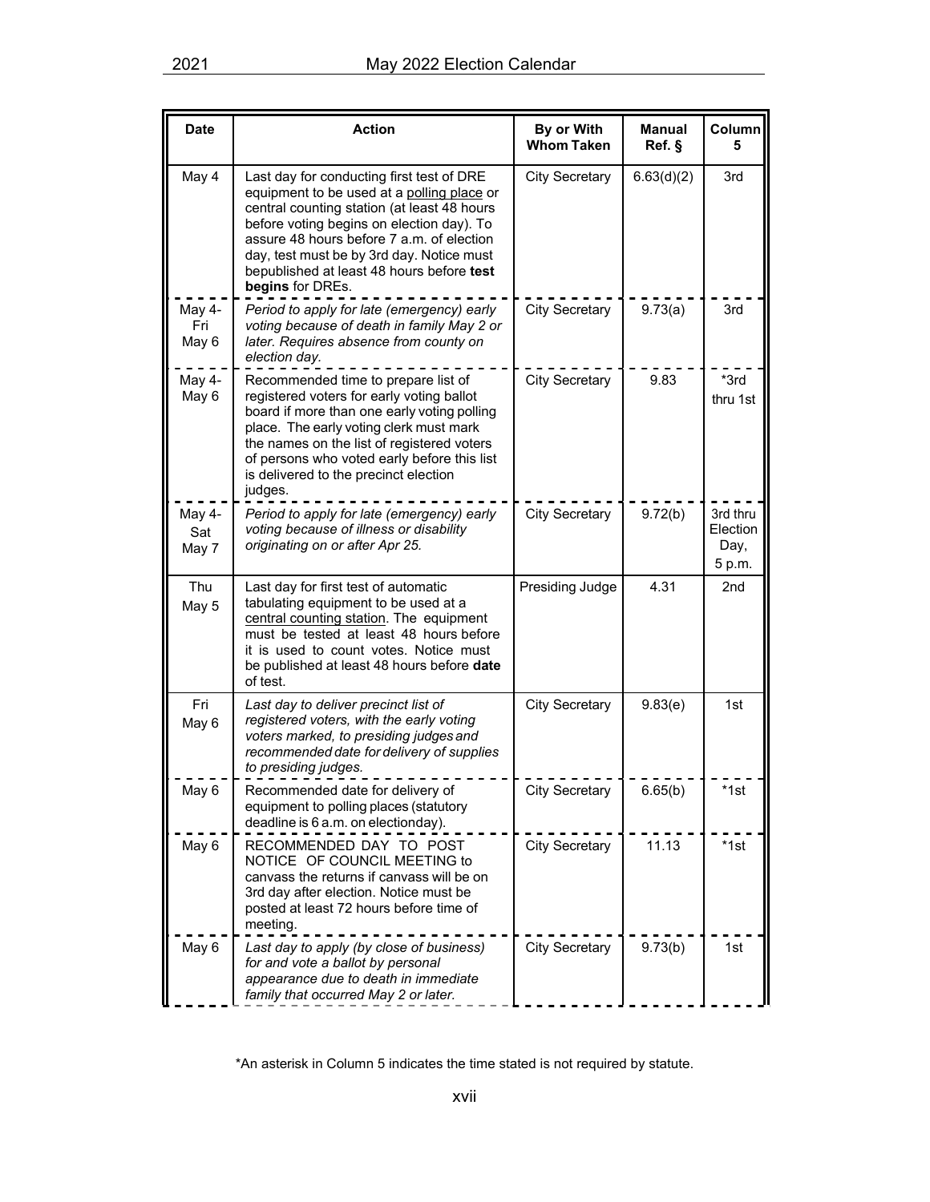| Date | Action | By or With Whom Taken | Manual Ref. § | Column 5 |
|---|---|---|---|---|
| May 4 | Last day for conducting first test of DRE equipment to be used at a polling place or central counting station (at least 48 hours before voting begins on election day). To assure 48 hours before 7 a.m. of election day, test must be by 3rd day. Notice must bepublished at least 48 hours before **test begins** for DREs. | City Secretary | 6.63(d)(2) | 3rd |
| May 4-Fri May 6 | *Period to apply for late (emergency) early voting because of death in family May 2 or later. Requires absence from county on election day.* | City Secretary | 9.73(a) | 3rd |
| May 4-May 6 | Recommended time to prepare list of registered voters for early voting ballot board if more than one early voting polling place. The early voting clerk must mark the names on the list of registered voters of persons who voted early before this list is delivered to the precinct election judges. | City Secretary | 9.83 | *3rd thru 1st |
| May 4-Sat May 7 | *Period to apply for late (emergency) early voting because of illness or disability originating on or after Apr 25.* | City Secretary | 9.72(b) | 3rd thru Election Day, 5 p.m. |
| Thu May 5 | Last day for first test of automatic tabulating equipment to be used at a central counting station. The equipment must be tested at least 48 hours before it is used to count votes. Notice must be published at least 48 hours before **date** of test. | Presiding Judge | 4.31 | 2nd |
| Fri May 6 | *Last day to deliver precinct list of registered voters, with the early voting voters marked, to presiding judges and recommended date for delivery of supplies to presiding judges.* | City Secretary | 9.83(e) | 1st |
| May 6 | Recommended date for delivery of equipment to polling places (statutory deadline is 6 a.m. on electionday). | City Secretary | 6.65(b) | *1st |
| May 6 | RECOMMENDED DAY TO POST NOTICE OF COUNCIL MEETING to canvass the returns if canvass will be on 3rd day after election. Notice must be posted at least 72 hours before time of meeting. | City Secretary | 11.13 | *1st |
| May 6 | *Last day to apply (by close of business) for and vote a ballot by personal appearance due to death in immediate family that occurred May 2 or later.* | City Secretary | 9.73(b) | 1st |

*An asterisk in Column 5 indicates the time stated is not required by statute.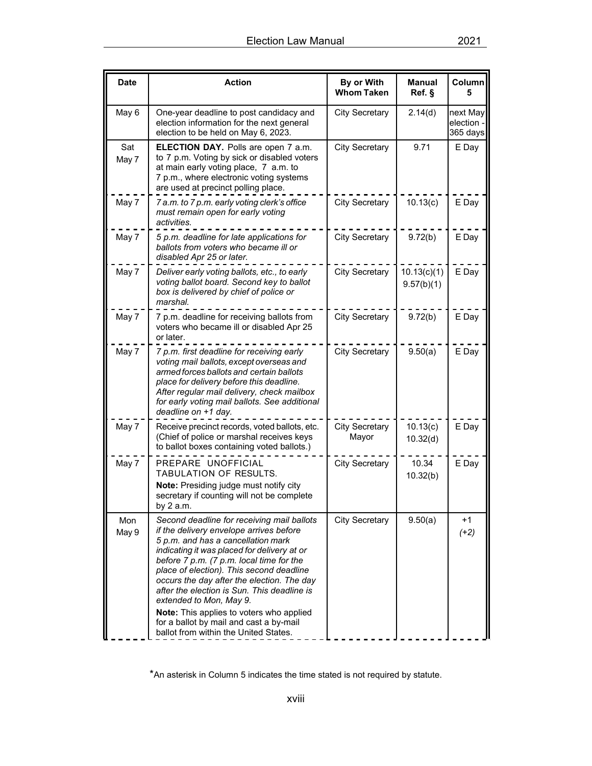| Date | Action | By or With Whom Taken | Manual Ref. § | Column 5 |
|---|---|---|---|---|
| May 6 | One-year deadline to post candidacy and election information for the next general election to be held on May 6, 2023. | City Secretary | 2.14(d) | next May election - 365 days |
| Sat May 7 | **ELECTION DAY.** Polls are open 7 a.m. to 7 p.m. Voting by sick or disabled voters at main early voting place, 7 a.m. to 7 p.m., where electronic voting systems are used at precinct polling place. | City Secretary | 9.71 | E Day |
| May 7 | *7 a.m. to 7 p.m. early voting clerk's office must remain open for early voting activities.* | City Secretary | 10.13(c) | E Day |
| May 7 | *5 p.m. deadline for late applications for ballots from voters who became ill or disabled Apr 25 or later.* | City Secretary | 9.72(b) | E Day |
| May 7 | *Deliver early voting ballots, etc., to early voting ballot board. Second key to ballot box is delivered by chief of police or marshal.* | City Secretary | 10.13(c)(1) 9.57(b)(1) | E Day |
| May 7 | 7 p.m. deadline for receiving ballots from voters who became ill or disabled Apr 25 or later. | City Secretary | 9.72(b) | E Day |
| May 7 | *7 p.m. first deadline for receiving early voting mail ballots, except overseas and armed forces ballots and certain ballots place for delivery before this deadline. After regular mail delivery, check mailbox for early voting mail ballots. See additional deadline on +1 day.* | City Secretary | 9.50(a) | E Day |
| May 7 | Receive precinct records, voted ballots, etc. (Chief of police or marshal receives keys to ballot boxes containing voted ballots.) | City Secretary Mayor | 10.13(c) 10.32(d) | E Day |
| May 7 | PREPARE UNOFFICIAL TABULATION OF RESULTS. **Note:** Presiding judge must notify city secretary if counting will not be complete by 2 a.m. | City Secretary | 10.34 10.32(b) | E Day |
| Mon May 9 | *Second deadline for receiving mail ballots if the delivery envelope arrives before 5 p.m. and has a cancellation mark indicating it was placed for delivery at or before 7 p.m. (7 p.m. local time for the place of election). This second deadline occurs the day after the election. The day after the election is Sun. This deadline is extended to Mon, May 9.* **Note:** This applies to voters who applied for a ballot by mail and cast a by-mail ballot from within the United States. | City Secretary | 9.50(a) | +1 *(+2)* |

*An asterisk in Column 5 indicates the time stated is not required by statute.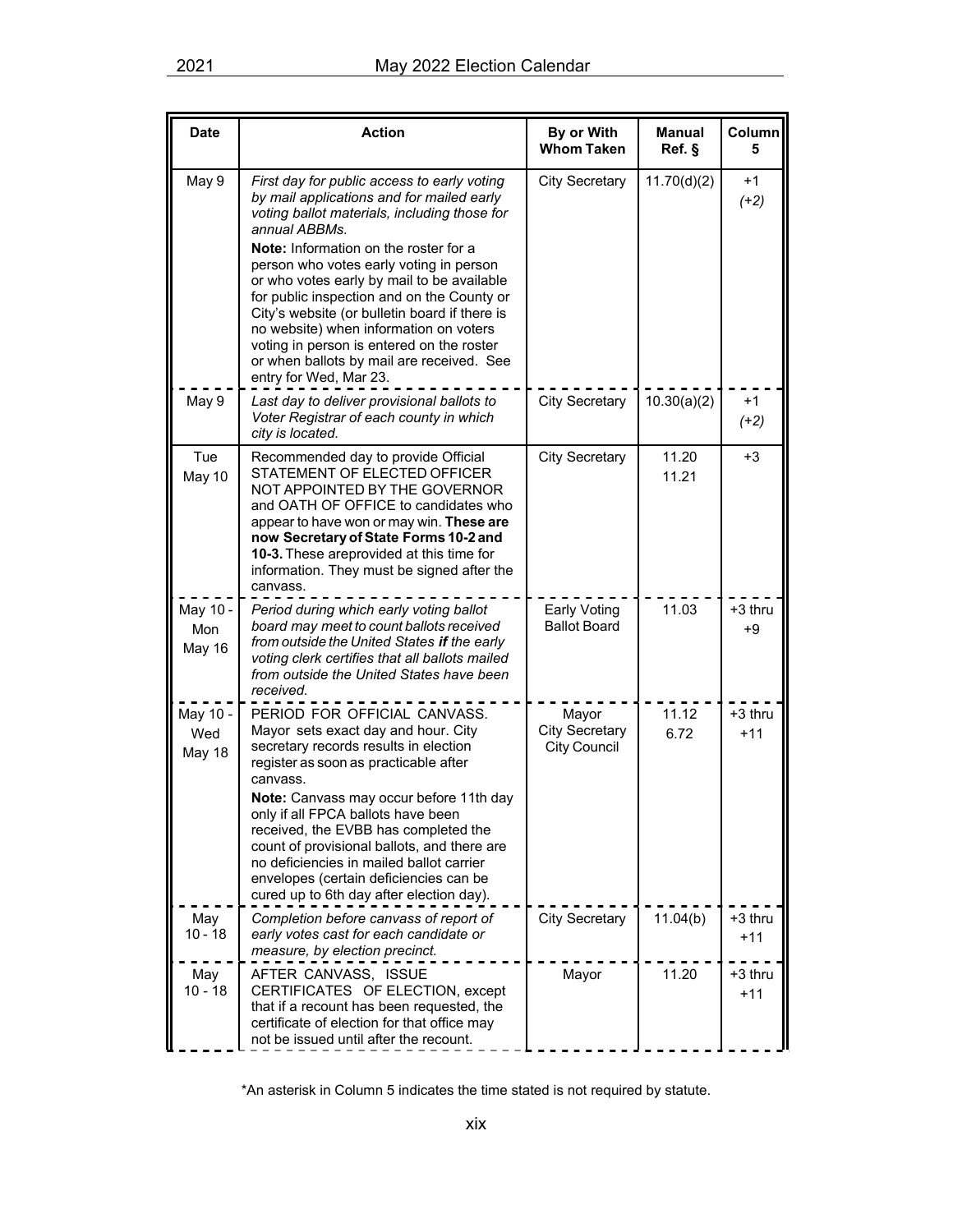| Date | Action | By or With Whom Taken | Manual Ref. § | Column 5 |
|---|---|---|---|---|
| May 9 | *First day for public access to early voting by mail applications and for mailed early voting ballot materials, including those for annual ABBMs.* **Note:** Information on the roster for a person who votes early voting in person or who votes early by mail to be available for public inspection and on the County or City's website (or bulletin board if there is no website) when information on voters voting in person is entered on the roster or when ballots by mail are received. See entry for Wed, Mar 23. | City Secretary | 11.70(d)(2) | +1 *(+2)* |
| May 9 | *Last day to deliver provisional ballots to Voter Registrar of each county in which city is located.* | City Secretary | 10.30(a)(2) | +1 *(+2)* |
| Tue May 10 | Recommended day to provide Official STATEMENT OF ELECTED OFFICER NOT APPOINTED BY THE GOVERNOR and OATH OF OFFICE to candidates who appear to have won or may win. **These are now Secretary of State Forms 10-2 and 10-3.** These areprovided at this time for information. They must be signed after the canvass. | City Secretary | 11.20 11.21 | +3 |
| May 10 - Mon May 16 | *Period during which early voting ballot board may meet to count ballots received from outside the United States **if** the early voting clerk certifies that all ballots mailed from outside the United States have been received.* | Early Voting Ballot Board | 11.03 | +3 thru +9 |
| May 10 - Wed May 18 | PERIOD FOR OFFICIAL CANVASS. Mayor sets exact day and hour. City secretary records results in election register as soon as practicable after canvass. **Note:** Canvass may occur before 11th day only if all FPCA ballots have been received, the EVBB has completed the count of provisional ballots, and there are no deficiencies in mailed ballot carrier envelopes (certain deficiencies can be cured up to 6th day after election day). | Mayor City Secretary City Council | 11.12 6.72 | +3 thru +11 |
| May 10 - 18 | *Completion before canvass of report of early votes cast for each candidate or measure, by election precinct.* | City Secretary | 11.04(b) | +3 thru +11 |
| May 10 - 18 | AFTER CANVASS, ISSUE CERTIFICATES OF ELECTION, except that if a recount has been requested, the certificate of election for that office may not be issued until after the recount. | Mayor | 11.20 | +3 thru +11 |

*An asterisk in Column 5 indicates the time stated is not required by statute.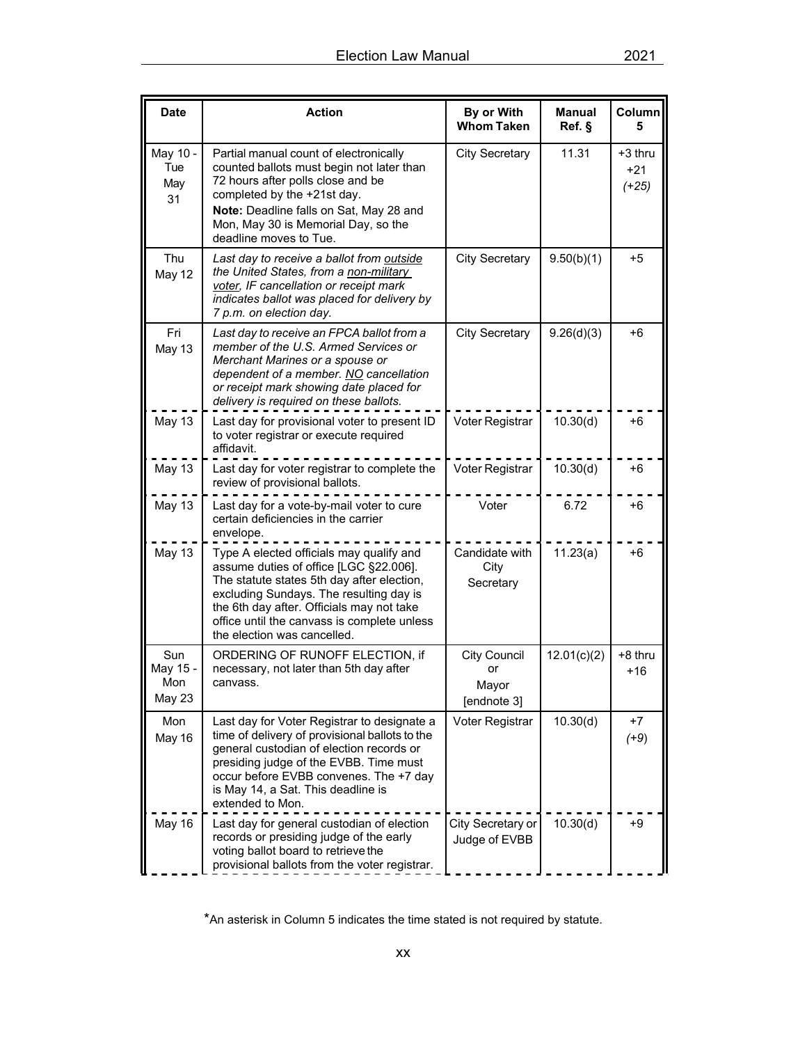| Date | Action | By or With Whom Taken | Manual Ref. § | Column 5 |
|---|---|---|---|---|
| May 10 - Tue May 31 | Partial manual count of electronically counted ballots must begin not later than 72 hours after polls close and be completed by the +21st day. **Note:** Deadline falls on Sat, May 28 and Mon, May 30 is Memorial Day, so the deadline moves to Tue. | City Secretary | 11.31 | +3 thru +21 *(+25)* |
| Thu May 12 | *Last day to receive a ballot from outside the United States, from a non-military voter, IF cancellation or receipt mark indicates ballot was placed for delivery by 7 p.m. on election day.* | City Secretary | 9.50(b)(1) | +5 |
| Fri May 13 | *Last day to receive an FPCA ballot from a member of the U.S. Armed Services or Merchant Marines or a spouse or dependent of a member. NO cancellation or receipt mark showing date placed for delivery is required on these ballots.* | City Secretary | 9.26(d)(3) | +6 |
| May 13 | Last day for provisional voter to present ID to voter registrar or execute required affidavit. | Voter Registrar | 10.30(d) | +6 |
| May 13 | Last day for voter registrar to complete the review of provisional ballots. | Voter Registrar | 10.30(d) | +6 |
| May 13 | Last day for a vote-by-mail voter to cure certain deficiencies in the carrier envelope. | Voter | 6.72 | +6 |
| May 13 | Type A elected officials may qualify and assume duties of office [LGC §22.006]. The statute states 5th day after election, excluding Sundays. The resulting day is the 6th day after. Officials may not take office until the canvass is complete unless the election was cancelled. | Candidate with City Secretary | 11.23(a) | +6 |
| Sun May 15 - Mon May 23 | ORDERING OF RUNOFF ELECTION, if necessary, not later than 5th day after canvass. | City Council or Mayor [endnote 3] | 12.01(c)(2) | +8 thru +16 |
| Mon May 16 | Last day for Voter Registrar to designate a time of delivery of provisional ballots to the general custodian of election records or presiding judge of the EVBB. Time must occur before EVBB convenes. The +7 day is May 14, a Sat. This deadline is extended to Mon. | Voter Registrar | 10.30(d) | +7 *(+9)* |
| May 16 | Last day for general custodian of election records or presiding judge of the early voting ballot board to retrieve the provisional ballots from the voter registrar. | City Secretary or Judge of EVBB | 10.30(d) | +9 |

*An asterisk in Column 5 indicates the time stated is not required by statute.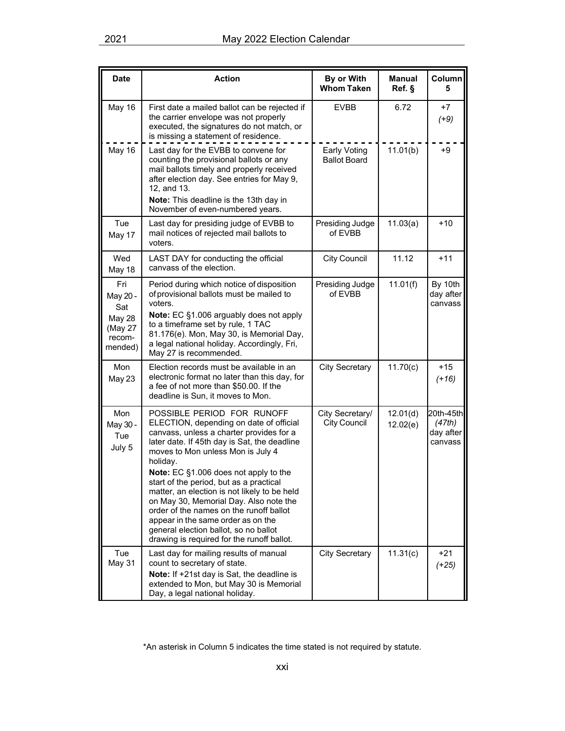| Date | Action | By or With Whom Taken | Manual Ref. § | Column 5 |
|---|---|---|---|---|
| May 16 | First date a mailed ballot can be rejected if the carrier envelope was not properly executed, the signatures do not match, or is missing a statement of residence. | EVBB | 6.72 | +7 *(+9)* |
| May 16 | Last day for the EVBB to convene for counting the provisional ballots or any mail ballots timely and properly received after election day. See entries for May 9, 12, and 13. **Note:** This deadline is the 13th day in November of even-numbered years. | Early Voting Ballot Board | 11.01(b) | +9 |
| Tue May 17 | Last day for presiding judge of EVBB to mail notices of rejected mail ballots to voters. | Presiding Judge of EVBB | 11.03(a) | +10 |
| Wed May 18 | LAST DAY for conducting the official canvass of the election. | City Council | 11.12 | +11 |
| Fri May 20 - Sat May 28 (May 27 recommended) | Period during which notice of disposition of provisional ballots must be mailed to voters. **Note:** EC §1.006 arguably does not apply to a timeframe set by rule, 1 TAC 81.176(e). Mon, May 30, is Memorial Day, a legal national holiday. Accordingly, Fri, May 27 is recommended. | Presiding Judge of EVBB | 11.01(f) | By 10th day after canvass |
| Mon May 23 | Election records must be available in an electronic format no later than this day, for a fee of not more than $50.00. If the deadline is Sun, it moves to Mon. | City Secretary | 11.70(c) | +15 *(+16)* |
| Mon May 30 - Tue July 5 | POSSIBLE PERIOD FOR RUNOFF ELECTION, depending on date of official canvass, unless a charter provides for a later date. If 45th day is Sat, the deadline moves to Mon unless Mon is July 4 holiday. **Note:** EC §1.006 does not apply to the start of the period, but as a practical matter, an election is not likely to be held on May 30, Memorial Day. Also note the order of the names on the runoff ballot appear in the same order as on the general election ballot, so no ballot drawing is required for the runoff ballot. | City Secretary/ City Council | 12.01(d) 12.02(e) | 20th-45th *(47th)* day after canvass |
| Tue May 31 | Last day for mailing results of manual count to secretary of state. **Note:** If +21st day is Sat, the deadline is extended to Mon, but May 30 is Memorial Day, a legal national holiday. | City Secretary | 11.31(c) | +21 *(+25)* |

*An asterisk in Column 5 indicates the time stated is not required by statute.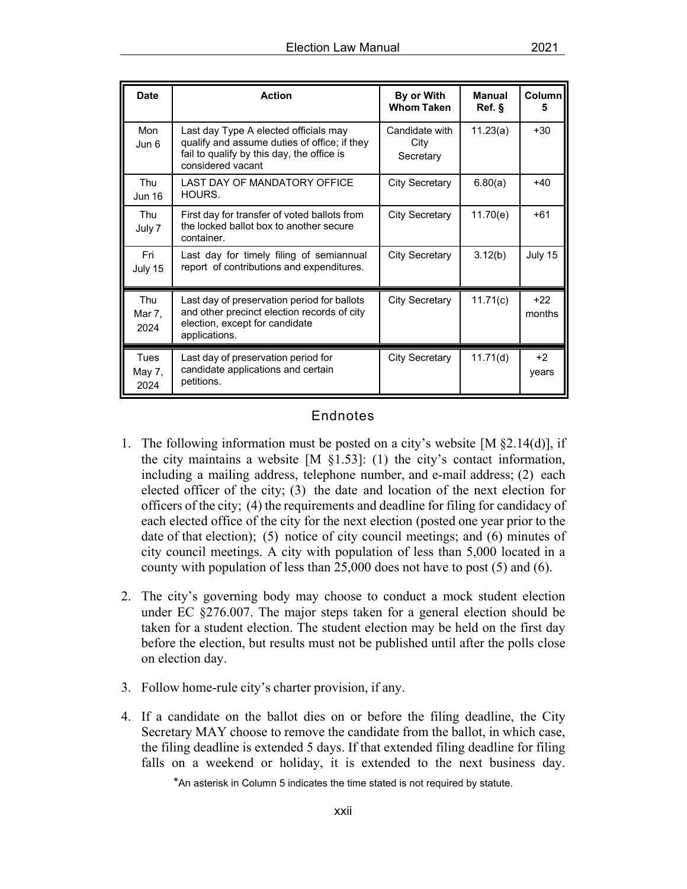| Date | Action | By or With Whom Taken | Manual Ref. § | Column 5 |
|---|---|---|---|---|
| Mon Jun 6 | Last day Type A elected officials may qualify and assume duties of office; if they fail to qualify by this day, the office is considered vacant | Candidate with City Secretary | 11.23(a) | +30 |
| Thu Jun 16 | LAST DAY OF MANDATORY OFFICE HOURS. | City Secretary | 6.80(a) | +40 |
| Thu July 7 | First day for transfer of voted ballots from the locked ballot box to another secure container. | City Secretary | 11.70(e) | +61 |
| Fri July 15 | Last day for timely filing of semiannual report of contributions and expenditures. | City Secretary | 3.12(b) | July 15 |
| Thu Mar 7, 2024 | Last day of preservation period for ballots and other precinct election records of city election, except for candidate applications. | City Secretary | 11.71(c) | +22 months |
| Tues May 7, 2024 | Last day of preservation period for candidate applications and certain petitions. | City Secretary | 11.71(d) | +2 years |

## Endnotes

1. The following information must be posted on a city's website [M §2.14(d)], if the city maintains a website [M §1.53]: (1) the city's contact information, including a mailing address, telephone number, and e-mail address; (2) each elected officer of the city; (3) the date and location of the next election for officers of the city; (4) the requirements and deadline for filing for candidacy of each elected office of the city for the next election (posted one year prior to the date of that election); (5) notice of city council meetings; and (6) minutes of city council meetings. A city with population of less than 5,000 located in a county with population of less than 25,000 does not have to post (5) and (6).

2. The city's governing body may choose to conduct a mock student election under EC §276.007. The major steps taken for a general election should be taken for a student election. The student election may be held on the first day before the election, but results must not be published until after the polls close on election day.

3. Follow home-rule city's charter provision, if any.

4. If a candidate on the ballot dies on or before the filing deadline, the City Secretary MAY choose to remove the candidate from the ballot, in which case, the filing deadline is extended 5 days. If that extended filing deadline for filing falls on a weekend or holiday, it is extended to the next business day.

*An asterisk in Column 5 indicates the time stated is not required by statute.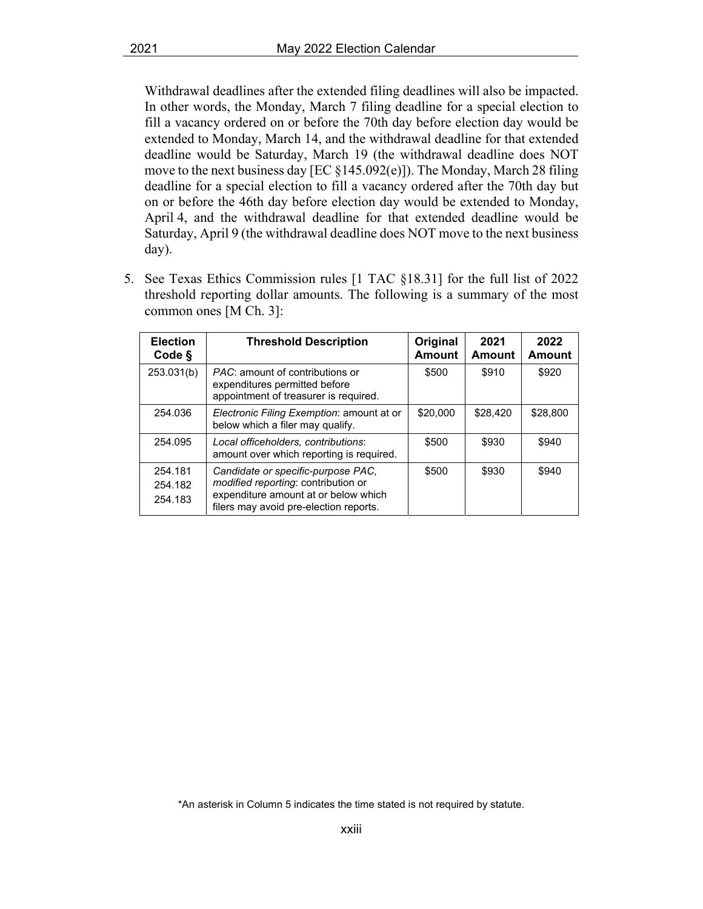Withdrawal deadlines after the extended filing deadlines will also be impacted. In other words, the Monday, March 7 filing deadline for a special election to fill a vacancy ordered on or before the 70th day before election day would be extended to Monday, March 14, and the withdrawal deadline for that extended deadline would be Saturday, March 19 (the withdrawal deadline does NOT move to the next business day [EC §145.092(e)]). The Monday, March 28 filing deadline for a special election to fill a vacancy ordered after the 70th day but on or before the 46th day before election day would be extended to Monday, April 4, and the withdrawal deadline for that extended deadline would be Saturday, April 9 (the withdrawal deadline does NOT move to the next business day).

5. See Texas Ethics Commission rules [1 TAC §18.31] for the full list of 2022 threshold reporting dollar amounts. The following is a summary of the most common ones [M Ch. 3]:

| Election Code § | Threshold Description | Original Amount | 2021 Amount | 2022 Amount |
|---|---|---|---|---|
| 253.031(b) | *PAC*: amount of contributions or expenditures permitted before appointment of treasurer is required. | $500 | $910 | $920 |
| 254.036 | *Electronic Filing Exemption*: amount at or below which a filer may qualify. | $20,000 | $28,420 | $28,800 |
| 254.095 | *Local officeholders, contributions*: amount over which reporting is required. | $500 | $930 | $940 |
| 254.181<br>254.182<br>254.183 | *Candidate or specific-purpose PAC, modified reporting*: contribution or expenditure amount at or below which filers may avoid pre-election reports. | $500 | $930 | $940 |

*An asterisk in Column 5 indicates the time stated is not required by statute.